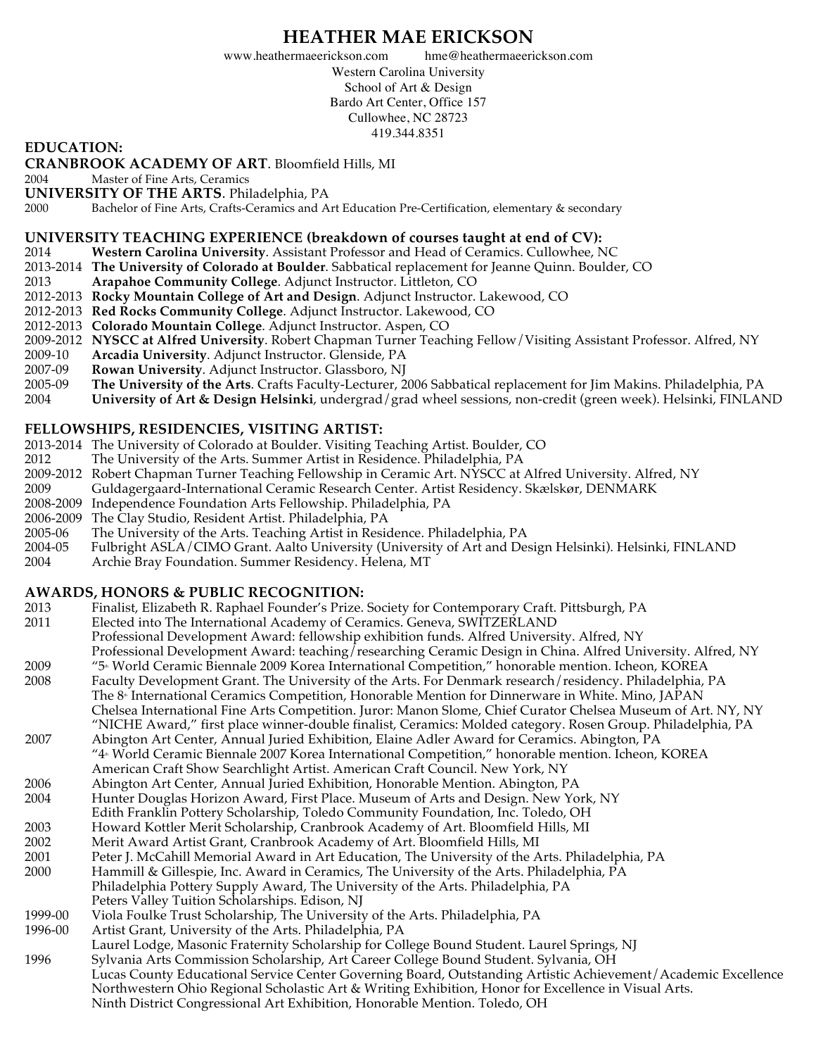# HEATHER MAE ERICKSON

www.heathermaeerickson.com hme@heathermaeerickson.com
Western Carolina University
School of Art & Design
Bardo Art Center, Office 157
Cullowhee, NC 28723
419.344.8351

## EDUCATION:

**CRANBROOK ACADEMY OF ART**. Bloomfield Hills, MI

2004 Master of Fine Arts, Ceramics

**UNIVERSITY OF THE ARTS**. Philadelphia, PA

2000 Bachelor of Fine Arts, Crafts-Ceramics and Art Education Pre-Certification, elementary & secondary

## UNIVERSITY TEACHING EXPERIENCE (breakdown of courses taught at end of CV):

2014 **Western Carolina University**. Assistant Professor and Head of Ceramics. Cullowhee, NC
2013-2014 **The University of Colorado at Boulder**. Sabbatical replacement for Jeanne Quinn. Boulder, CO
2013 **Arapahoe Community College**. Adjunct Instructor. Littleton, CO
2012-2013 **Rocky Mountain College of Art and Design**. Adjunct Instructor. Lakewood, CO
2012-2013 **Red Rocks Community College**. Adjunct Instructor. Lakewood, CO
2012-2013 **Colorado Mountain College**. Adjunct Instructor. Aspen, CO
2009-2012 **NYSCC at Alfred University**. Robert Chapman Turner Teaching Fellow/Visiting Assistant Professor. Alfred, NY
2009-10 **Arcadia University**. Adjunct Instructor. Glenside, PA
2007-09 **Rowan University**. Adjunct Instructor. Glassboro, NJ
2005-09 **The University of the Arts**. Crafts Faculty-Lecturer, 2006 Sabbatical replacement for Jim Makins. Philadelphia, PA
2004 **University of Art & Design Helsinki**, undergrad/grad wheel sessions, non-credit (green week). Helsinki, FINLAND

## FELLOWSHIPS, RESIDENCIES, VISITING ARTIST:

2013-2014 The University of Colorado at Boulder. Visiting Teaching Artist. Boulder, CO
2012 The University of the Arts. Summer Artist in Residence. Philadelphia, PA
2009-2012 Robert Chapman Turner Teaching Fellowship in Ceramic Art. NYSCC at Alfred University. Alfred, NY
2009 Guldagergaard-International Ceramic Research Center. Artist Residency. Skælskør, DENMARK
2008-2009 Independence Foundation Arts Fellowship. Philadelphia, PA
2006-2009 The Clay Studio, Resident Artist. Philadelphia, PA
2005-06 The University of the Arts. Teaching Artist in Residence. Philadelphia, PA
2004-05 Fulbright ASLA/CIMO Grant. Aalto University (University of Art and Design Helsinki). Helsinki, FINLAND
2004 Archie Bray Foundation. Summer Residency. Helena, MT

## AWARDS, HONORS & PUBLIC RECOGNITION:

2013 Finalist, Elizabeth R. Raphael Founder's Prize. Society for Contemporary Craft. Pittsburgh, PA
2011 Elected into The International Academy of Ceramics. Geneva, SWITZERLAND
Professional Development Award: fellowship exhibition funds. Alfred University. Alfred, NY
Professional Development Award: teaching/researching Ceramic Design in China. Alfred University. Alfred, NY
2009 "5th World Ceramic Biennale 2009 Korea International Competition," honorable mention. Icheon, KOREA
2008 Faculty Development Grant. The University of the Arts. For Denmark research/residency. Philadelphia, PA
The 8th International Ceramics Competition, Honorable Mention for Dinnerware in White. Mino, JAPAN
Chelsea International Fine Arts Competition. Juror: Manon Slome, Chief Curator Chelsea Museum of Art. NY, NY
"NICHE Award," first place winner-double finalist, Ceramics: Molded category. Rosen Group. Philadelphia, PA
2007 Abington Art Center, Annual Juried Exhibition, Elaine Adler Award for Ceramics. Abington, PA
"4th World Ceramic Biennale 2007 Korea International Competition," honorable mention. Icheon, KOREA
American Craft Show Searchlight Artist. American Craft Council. New York, NY
2006 Abington Art Center, Annual Juried Exhibition, Honorable Mention. Abington, PA
2004 Hunter Douglas Horizon Award, First Place. Museum of Arts and Design. New York, NY
Edith Franklin Pottery Scholarship, Toledo Community Foundation, Inc. Toledo, OH
2003 Howard Kottler Merit Scholarship, Cranbrook Academy of Art. Bloomfield Hills, MI
2002 Merit Award Artist Grant, Cranbrook Academy of Art. Bloomfield Hills, MI
2001 Peter J. McCahill Memorial Award in Art Education, The University of the Arts. Philadelphia, PA
2000 Hammill & Gillespie, Inc. Award in Ceramics, The University of the Arts. Philadelphia, PA
Philadelphia Pottery Supply Award, The University of the Arts. Philadelphia, PA
Peters Valley Tuition Scholarships. Edison, NJ
1999-00 Viola Foulke Trust Scholarship, The University of the Arts. Philadelphia, PA
1996-00 Artist Grant, University of the Arts. Philadelphia, PA
Laurel Lodge, Masonic Fraternity Scholarship for College Bound Student. Laurel Springs, NJ
1996 Sylvania Arts Commission Scholarship, Art Career College Bound Student. Sylvania, OH
Lucas County Educational Service Center Governing Board, Outstanding Artistic Achievement/Academic Excellence
Northwestern Ohio Regional Scholastic Art & Writing Exhibition, Honor for Excellence in Visual Arts.
Ninth District Congressional Art Exhibition, Honorable Mention. Toledo, OH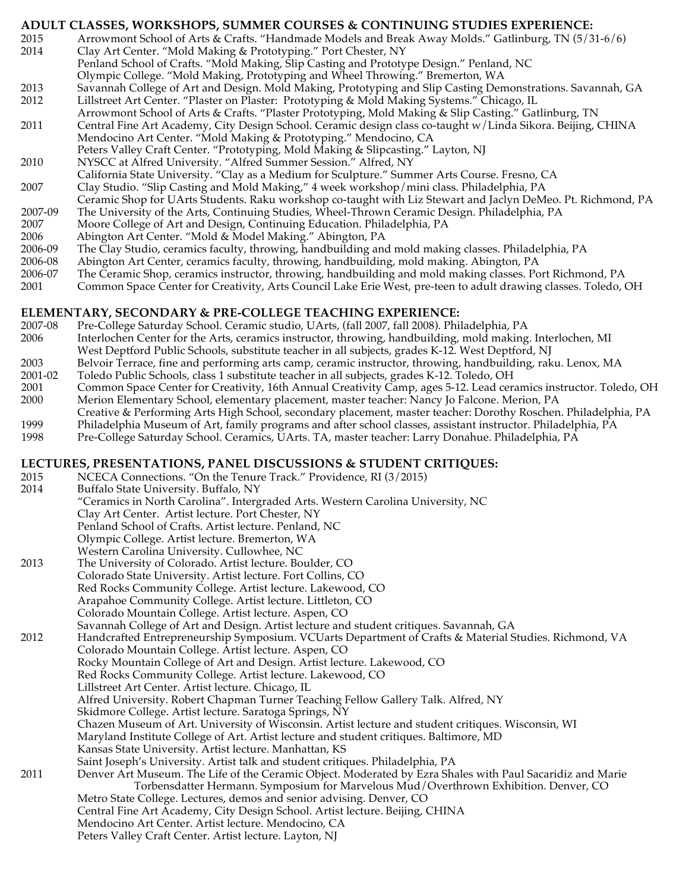## ADULT CLASSES, WORKSHOPS, SUMMER COURSES & CONTINUING STUDIES EXPERIENCE:

2015 Arrowmont School of Arts & Crafts. "Handmade Models and Break Away Molds." Gatlinburg, TN (5/31-6/6)

2014 Clay Art Center. "Mold Making & Prototyping." Port Chester, NY
Penland School of Crafts. "Mold Making, Slip Casting and Prototype Design." Penland, NC
Olympic College. "Mold Making, Prototyping and Wheel Throwing." Bremerton, WA

2013 Savannah College of Art and Design. Mold Making, Prototyping and Slip Casting Demonstrations. Savannah, GA

2012 Lillstreet Art Center. "Plaster on Plaster: Prototyping & Mold Making Systems." Chicago, IL
Arrowmont School of Arts & Crafts. "Plaster Prototyping, Mold Making & Slip Casting." Gatlinburg, TN

2011 Central Fine Art Academy, City Design School. Ceramic design class co-taught w/Linda Sikora. Beijing, CHINA
Mendocino Art Center. "Mold Making & Prototyping." Mendocino, CA
Peters Valley Craft Center. "Prototyping, Mold Making & Slipcasting." Layton, NJ

2010 NYSCC at Alfred University. "Alfred Summer Session." Alfred, NY
California State University. "Clay as a Medium for Sculpture." Summer Arts Course. Fresno, CA

2007 Clay Studio. "Slip Casting and Mold Making," 4 week workshop/mini class. Philadelphia, PA
Ceramic Shop for UArts Students. Raku workshop co-taught with Liz Stewart and Jaclyn DeMeo. Pt. Richmond, PA

2007-09 The University of the Arts, Continuing Studies, Wheel-Thrown Ceramic Design. Philadelphia, PA

2007 Moore College of Art and Design, Continuing Education. Philadelphia, PA

2006 Abington Art Center. "Mold & Model Making." Abington, PA

2006-09 The Clay Studio, ceramics faculty, throwing, handbuilding and mold making classes. Philadelphia, PA

2006-08 Abington Art Center, ceramics faculty, throwing, handbuilding, mold making. Abington, PA

2006-07 The Ceramic Shop, ceramics instructor, throwing, handbuilding and mold making classes. Port Richmond, PA

2001 Common Space Center for Creativity, Arts Council Lake Erie West, pre-teen to adult drawing classes. Toledo, OH

## ELEMENTARY, SECONDARY & PRE-COLLEGE TEACHING EXPERIENCE:

2007-08 Pre-College Saturday School. Ceramic studio, UArts, (fall 2007, fall 2008). Philadelphia, PA

2006 Interlochen Center for the Arts, ceramics instructor, throwing, handbuilding, mold making. Interlochen, MI
West Deptford Public Schools, substitute teacher in all subjects, grades K-12. West Deptford, NJ

2003 Belvoir Terrace, fine and performing arts camp, ceramic instructor, throwing, handbuilding, raku. Lenox, MA

2001-02 Toledo Public Schools, class 1 substitute teacher in all subjects, grades K-12. Toledo, OH

2001 Common Space Center for Creativity, 16th Annual Creativity Camp, ages 5-12. Lead ceramics instructor. Toledo, OH

2000 Merion Elementary School, elementary placement, master teacher: Nancy Jo Falcone. Merion, PA
Creative & Performing Arts High School, secondary placement, master teacher: Dorothy Roschen. Philadelphia, PA

1999 Philadelphia Museum of Art, family programs and after school classes, assistant instructor. Philadelphia, PA

1998 Pre-College Saturday School. Ceramics, UArts. TA, master teacher: Larry Donahue. Philadelphia, PA

## LECTURES, PRESENTATIONS, PANEL DISCUSSIONS & STUDENT CRITIQUES:

2015 NCECA Connections. "On the Tenure Track." Providence, RI (3/2015)

2014 Buffalo State University. Buffalo, NY
"Ceramics in North Carolina". Intergraded Arts. Western Carolina University, NC
Clay Art Center. Artist lecture. Port Chester, NY
Penland School of Crafts. Artist lecture. Penland, NC
Olympic College. Artist lecture. Bremerton, WA
Western Carolina University. Cullowhee, NC

2013 The University of Colorado. Artist lecture. Boulder, CO
Colorado State University. Artist lecture. Fort Collins, CO
Red Rocks Community College. Artist lecture. Lakewood, CO
Arapahoe Community College. Artist lecture. Littleton, CO
Colorado Mountain College. Artist lecture. Aspen, CO
Savannah College of Art and Design. Artist lecture and student critiques. Savannah, GA

2012 Handcrafted Entrepreneurship Symposium. VCUarts Department of Crafts & Material Studies. Richmond, VA
Colorado Mountain College. Artist lecture. Aspen, CO
Rocky Mountain College of Art and Design. Artist lecture. Lakewood, CO
Red Rocks Community College. Artist lecture. Lakewood, CO
Lillstreet Art Center. Artist lecture. Chicago, IL
Alfred University. Robert Chapman Turner Teaching Fellow Gallery Talk. Alfred, NY
Skidmore College. Artist lecture. Saratoga Springs, NY
Chazen Museum of Art. University of Wisconsin. Artist lecture and student critiques. Wisconsin, WI
Maryland Institute College of Art. Artist lecture and student critiques. Baltimore, MD
Kansas State University. Artist lecture. Manhattan, KS
Saint Joseph's University. Artist talk and student critiques. Philadelphia, PA

2011 Denver Art Museum. The Life of the Ceramic Object. Moderated by Ezra Shales with Paul Sacaridiz and Marie Torbensdatter Hermann. Symposium for Marvelous Mud/Overthrown Exhibition. Denver, CO
Metro State College. Lectures, demos and senior advising. Denver, CO
Central Fine Art Academy, City Design School. Artist lecture. Beijing, CHINA
Mendocino Art Center. Artist lecture. Mendocino, CA
Peters Valley Craft Center. Artist lecture. Layton, NJ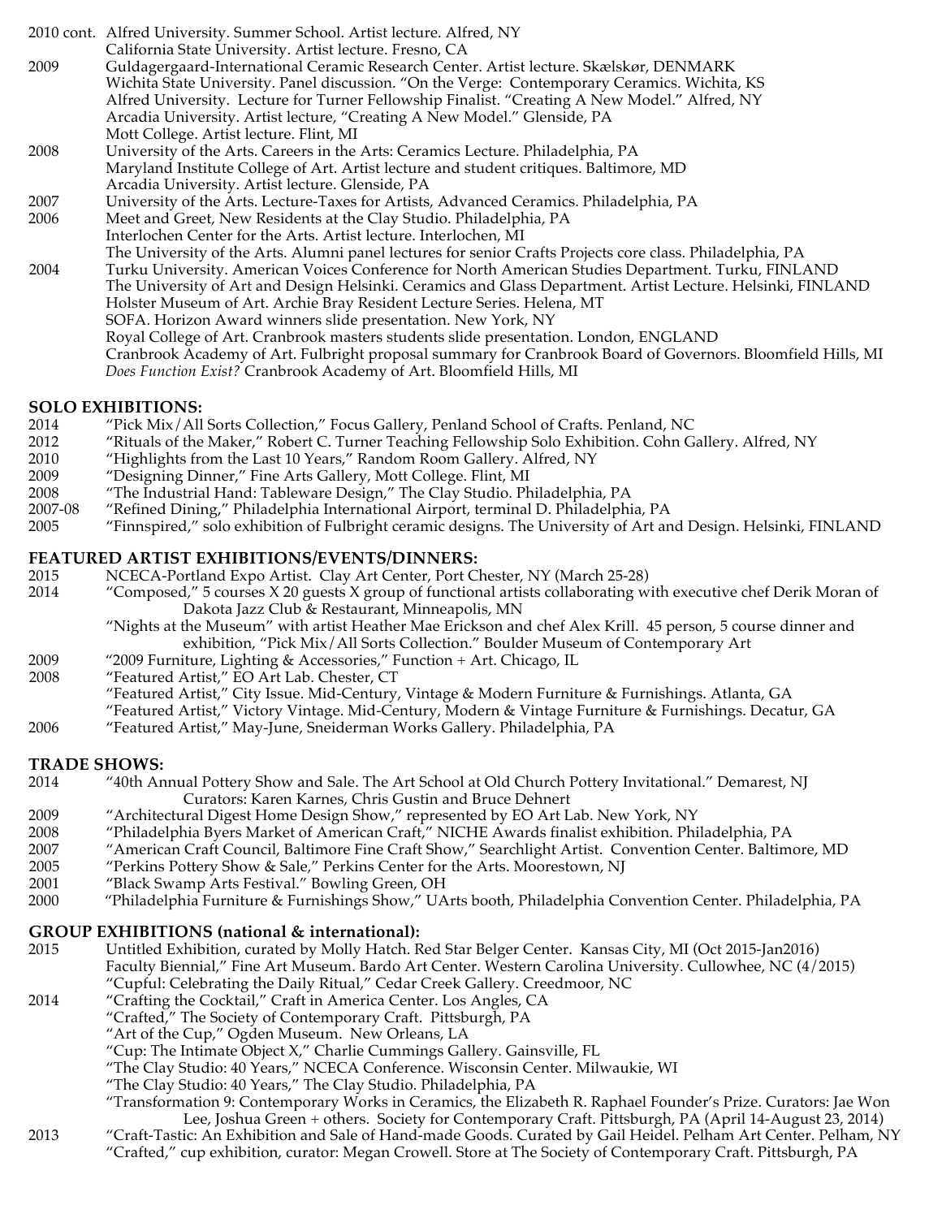2010 cont. Alfred University. Summer School. Artist lecture. Alfred, NY
California State University. Artist lecture. Fresno, CA

2009 Guldagergaard-International Ceramic Research Center. Artist lecture. Skælskør, DENMARK
Wichita State University. Panel discussion. "On the Verge: Contemporary Ceramics. Wichita, KS
Alfred University. Lecture for Turner Fellowship Finalist. "Creating A New Model." Alfred, NY
Arcadia University. Artist lecture, "Creating A New Model." Glenside, PA
Mott College. Artist lecture. Flint, MI

2008 University of the Arts. Careers in the Arts: Ceramics Lecture. Philadelphia, PA
Maryland Institute College of Art. Artist lecture and student critiques. Baltimore, MD
Arcadia University. Artist lecture. Glenside, PA

2007 University of the Arts. Lecture-Taxes for Artists, Advanced Ceramics. Philadelphia, PA

2006 Meet and Greet, New Residents at the Clay Studio. Philadelphia, PA
Interlochen Center for the Arts. Artist lecture. Interlochen, MI
The University of the Arts. Alumni panel lectures for senior Crafts Projects core class. Philadelphia, PA

2004 Turku University. American Voices Conference for North American Studies Department. Turku, FINLAND
The University of Art and Design Helsinki. Ceramics and Glass Department. Artist Lecture. Helsinki, FINLAND
Holster Museum of Art. Archie Bray Resident Lecture Series. Helena, MT
SOFA. Horizon Award winners slide presentation. New York, NY
Royal College of Art. Cranbrook masters students slide presentation. London, ENGLAND
Cranbrook Academy of Art. Fulbright proposal summary for Cranbrook Board of Governors. Bloomfield Hills, MI
*Does Function Exist?* Cranbrook Academy of Art. Bloomfield Hills, MI

## SOLO EXHIBITIONS:

2014 "Pick Mix/All Sorts Collection," Focus Gallery, Penland School of Crafts. Penland, NC

2012 "Rituals of the Maker," Robert C. Turner Teaching Fellowship Solo Exhibition. Cohn Gallery. Alfred, NY

2010 "Highlights from the Last 10 Years," Random Room Gallery. Alfred, NY

2009 "Designing Dinner," Fine Arts Gallery, Mott College. Flint, MI

2008 "The Industrial Hand: Tableware Design," The Clay Studio. Philadelphia, PA

2007-08 "Refined Dining," Philadelphia International Airport, terminal D. Philadelphia, PA

2005 "Finnspired," solo exhibition of Fulbright ceramic designs. The University of Art and Design. Helsinki, FINLAND

## FEATURED ARTIST EXHIBITIONS/EVENTS/DINNERS:

2015 NCECA-Portland Expo Artist. Clay Art Center, Port Chester, NY (March 25-28)

2014 "Composed," 5 courses X 20 guests X group of functional artists collaborating with executive chef Derik Moran of Dakota Jazz Club & Restaurant, Minneapolis, MN
"Nights at the Museum" with artist Heather Mae Erickson and chef Alex Krill. 45 person, 5 course dinner and exhibition, "Pick Mix/All Sorts Collection." Boulder Museum of Contemporary Art

2009 "2009 Furniture, Lighting & Accessories," Function + Art. Chicago, IL

2008 "Featured Artist," EO Art Lab. Chester, CT
"Featured Artist," City Issue. Mid-Century, Vintage & Modern Furniture & Furnishings. Atlanta, GA
"Featured Artist," Victory Vintage. Mid-Century, Modern & Vintage Furniture & Furnishings. Decatur, GA

2006 "Featured Artist," May-June, Sneiderman Works Gallery. Philadelphia, PA

## TRADE SHOWS:

2014 "40th Annual Pottery Show and Sale. The Art School at Old Church Pottery Invitational." Demarest, NJ
Curators: Karen Karnes, Chris Gustin and Bruce Dehnert

2009 "Architectural Digest Home Design Show," represented by EO Art Lab. New York, NY

2008 "Philadelphia Byers Market of American Craft," NICHE Awards finalist exhibition. Philadelphia, PA

2007 "American Craft Council, Baltimore Fine Craft Show," Searchlight Artist. Convention Center. Baltimore, MD

2005 "Perkins Pottery Show & Sale," Perkins Center for the Arts. Moorestown, NJ

2001 "Black Swamp Arts Festival." Bowling Green, OH

2000 "Philadelphia Furniture & Furnishings Show," UArts booth, Philadelphia Convention Center. Philadelphia, PA

## GROUP EXHIBITIONS (national & international):

2015 Untitled Exhibition, curated by Molly Hatch. Red Star Belger Center. Kansas City, MI (Oct 2015-Jan2016)
Faculty Biennial," Fine Art Museum. Bardo Art Center. Western Carolina University. Cullowhee, NC (4/2015)
"Cupful: Celebrating the Daily Ritual," Cedar Creek Gallery. Creedmoor, NC

2014 "Crafting the Cocktail," Craft in America Center. Los Angles, CA
"Crafted," The Society of Contemporary Craft. Pittsburgh, PA
"Art of the Cup," Ogden Museum. New Orleans, LA
"Cup: The Intimate Object X," Charlie Cummings Gallery. Gainsville, FL
"The Clay Studio: 40 Years," NCECA Conference. Wisconsin Center. Milwaukie, WI
"The Clay Studio: 40 Years," The Clay Studio. Philadelphia, PA
"Transformation 9: Contemporary Works in Ceramics, the Elizabeth R. Raphael Founder's Prize. Curators: Jae Won Lee, Joshua Green + others. Society for Contemporary Craft. Pittsburgh, PA (April 14-August 23, 2014)

2013 "Craft-Tastic: An Exhibition and Sale of Hand-made Goods. Curated by Gail Heidel. Pelham Art Center. Pelham, NY
"Crafted," cup exhibition, curator: Megan Crowell. Store at The Society of Contemporary Craft. Pittsburgh, PA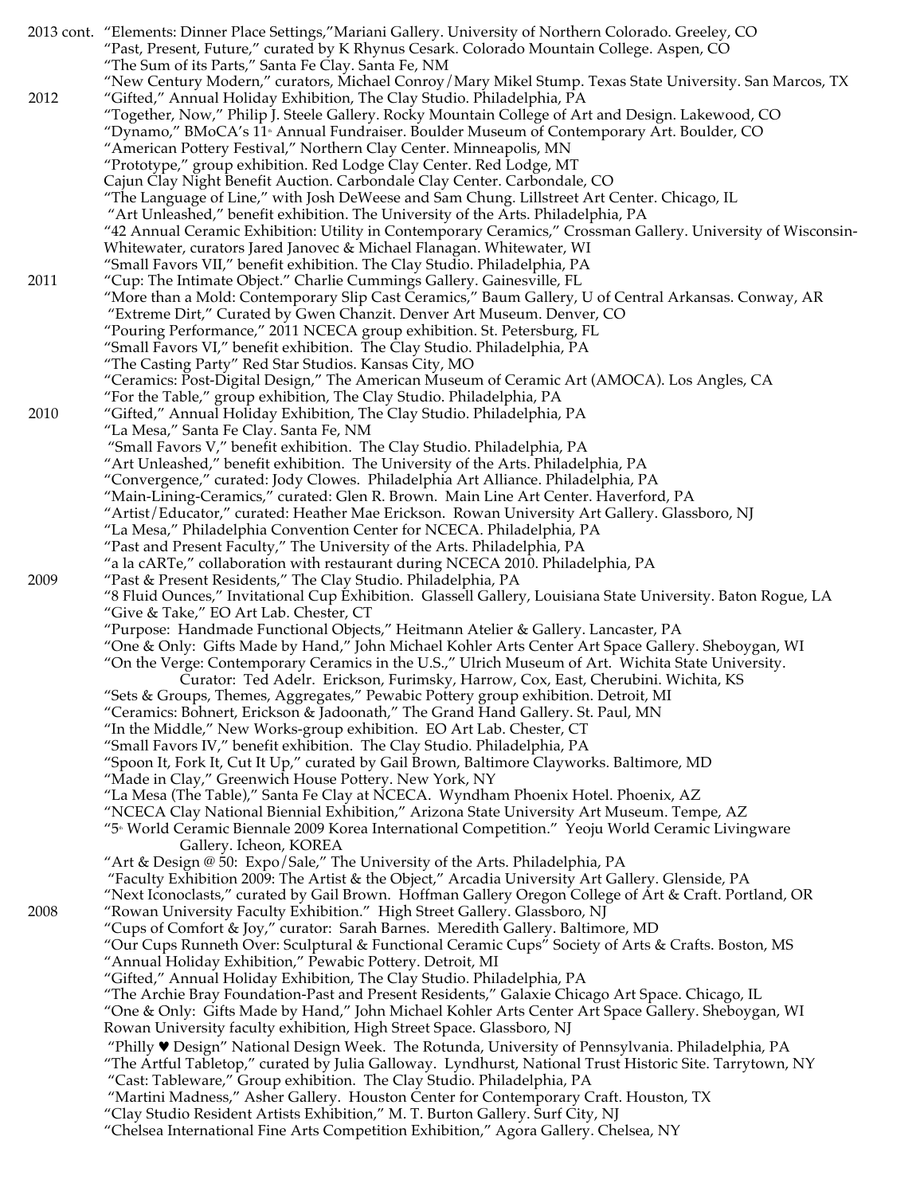2013 cont. "Elements: Dinner Place Settings,"Mariani Gallery. University of Northern Colorado. Greeley, CO
"Past, Present, Future," curated by K Rhynus Cesark. Colorado Mountain College. Aspen, CO
"The Sum of its Parts," Santa Fe Clay. Santa Fe, NM
"New Century Modern," curators, Michael Conroy/Mary Mikel Stump. Texas State University. San Marcos, TX

2012 "Gifted," Annual Holiday Exhibition, The Clay Studio. Philadelphia, PA
"Together, Now," Philip J. Steele Gallery. Rocky Mountain College of Art and Design. Lakewood, CO
"Dynamo," BMoCA's 11th Annual Fundraiser. Boulder Museum of Contemporary Art. Boulder, CO
"American Pottery Festival," Northern Clay Center. Minneapolis, MN
"Prototype," group exhibition. Red Lodge Clay Center. Red Lodge, MT
Cajun Clay Night Benefit Auction. Carbondale Clay Center. Carbondale, CO
"The Language of Line," with Josh DeWeese and Sam Chung. Lillstreet Art Center. Chicago, IL
"Art Unleashed," benefit exhibition. The University of the Arts. Philadelphia, PA
"42 Annual Ceramic Exhibition: Utility in Contemporary Ceramics," Crossman Gallery. University of Wisconsin-Whitewater, curators Jared Janovec & Michael Flanagan. Whitewater, WI
"Small Favors VII," benefit exhibition. The Clay Studio. Philadelphia, PA

2011 "Cup: The Intimate Object." Charlie Cummings Gallery. Gainesville, FL
"More than a Mold: Contemporary Slip Cast Ceramics," Baum Gallery, U of Central Arkansas. Conway, AR
"Extreme Dirt," Curated by Gwen Chanzit. Denver Art Museum. Denver, CO
"Pouring Performance," 2011 NCECA group exhibition. St. Petersburg, FL
"Small Favors VI," benefit exhibition. The Clay Studio. Philadelphia, PA
"The Casting Party" Red Star Studios. Kansas City, MO
"Ceramics: Post-Digital Design," The American Museum of Ceramic Art (AMOCA). Los Angles, CA
"For the Table," group exhibition, The Clay Studio. Philadelphia, PA

2010 "Gifted," Annual Holiday Exhibition, The Clay Studio. Philadelphia, PA
"La Mesa," Santa Fe Clay. Santa Fe, NM
"Small Favors V," benefit exhibition. The Clay Studio. Philadelphia, PA
"Art Unleashed," benefit exhibition. The University of the Arts. Philadelphia, PA
"Convergence," curated: Jody Clowes. Philadelphia Art Alliance. Philadelphia, PA
"Main-Lining-Ceramics," curated: Glen R. Brown. Main Line Art Center. Haverford, PA
"Artist/Educator," curated: Heather Mae Erickson. Rowan University Art Gallery. Glassboro, NJ
"La Mesa," Philadelphia Convention Center for NCECA. Philadelphia, PA
"Past and Present Faculty," The University of the Arts. Philadelphia, PA
"a la cARTe," collaboration with restaurant during NCECA 2010. Philadelphia, PA

2009 "Past & Present Residents," The Clay Studio. Philadelphia, PA
"8 Fluid Ounces," Invitational Cup Exhibition. Glassell Gallery, Louisiana State University. Baton Rouge, LA
"Give & Take," EO Art Lab. Chester, CT
"Purpose: Handmade Functional Objects," Heitmann Atelier & Gallery. Lancaster, PA
"One & Only: Gifts Made by Hand," John Michael Kohler Arts Center Art Space Gallery. Sheboygan, WI
"On the Verge: Contemporary Ceramics in the U.S.," Ulrich Museum of Art. Wichita State University. Curator: Ted Adelr. Erickson, Furimsky, Harrow, Cox, East, Cherubini. Wichita, KS
"Sets & Groups, Themes, Aggregates," Pewabic Pottery group exhibition. Detroit, MI
"Ceramics: Bohnert, Erickson & Jadoonath," The Grand Hand Gallery. St. Paul, MN
"In the Middle," New Works-group exhibition. EO Art Lab. Chester, CT
"Small Favors IV," benefit exhibition. The Clay Studio. Philadelphia, PA
"Spoon It, Fork It, Cut It Up," curated by Gail Brown, Baltimore Clayworks. Baltimore, MD
"Made in Clay," Greenwich House Pottery. New York, NY
"La Mesa (The Table)," Santa Fe Clay at NCECA. Wyndham Phoenix Hotel. Phoenix, AZ
"NCECA Clay National Biennial Exhibition," Arizona State University Art Museum. Tempe, AZ
"5th World Ceramic Biennale 2009 Korea International Competition." Yeoju World Ceramic Livingware Gallery. Icheon, KOREA
"Art & Design @ 50: Expo/Sale," The University of the Arts. Philadelphia, PA
"Faculty Exhibition 2009: The Artist & the Object," Arcadia University Art Gallery. Glenside, PA
"Next Iconoclasts," curated by Gail Brown. Hoffman Gallery Oregon College of Art & Craft. Portland, OR

2008 "Rowan University Faculty Exhibition." High Street Gallery. Glassboro, NJ
"Cups of Comfort & Joy," curator: Sarah Barnes. Meredith Gallery. Baltimore, MD
"Our Cups Runneth Over: Sculptural & Functional Ceramic Cups" Society of Arts & Crafts. Boston, MS
"Annual Holiday Exhibition," Pewabic Pottery. Detroit, MI
"Gifted," Annual Holiday Exhibition, The Clay Studio. Philadelphia, PA
"The Archie Bray Foundation-Past and Present Residents," Galaxie Chicago Art Space. Chicago, IL
"One & Only: Gifts Made by Hand," John Michael Kohler Arts Center Art Space Gallery. Sheboygan, WI
Rowan University faculty exhibition, High Street Space. Glassboro, NJ
"Philly ♥ Design" National Design Week. The Rotunda, University of Pennsylvania. Philadelphia, PA
"The Artful Tabletop," curated by Julia Galloway. Lyndhurst, National Trust Historic Site. Tarrytown, NY
"Cast: Tableware," Group exhibition. The Clay Studio. Philadelphia, PA
"Martini Madness," Asher Gallery. Houston Center for Contemporary Craft. Houston, TX
"Clay Studio Resident Artists Exhibition," M. T. Burton Gallery. Surf City, NJ
"Chelsea International Fine Arts Competition Exhibition," Agora Gallery. Chelsea, NY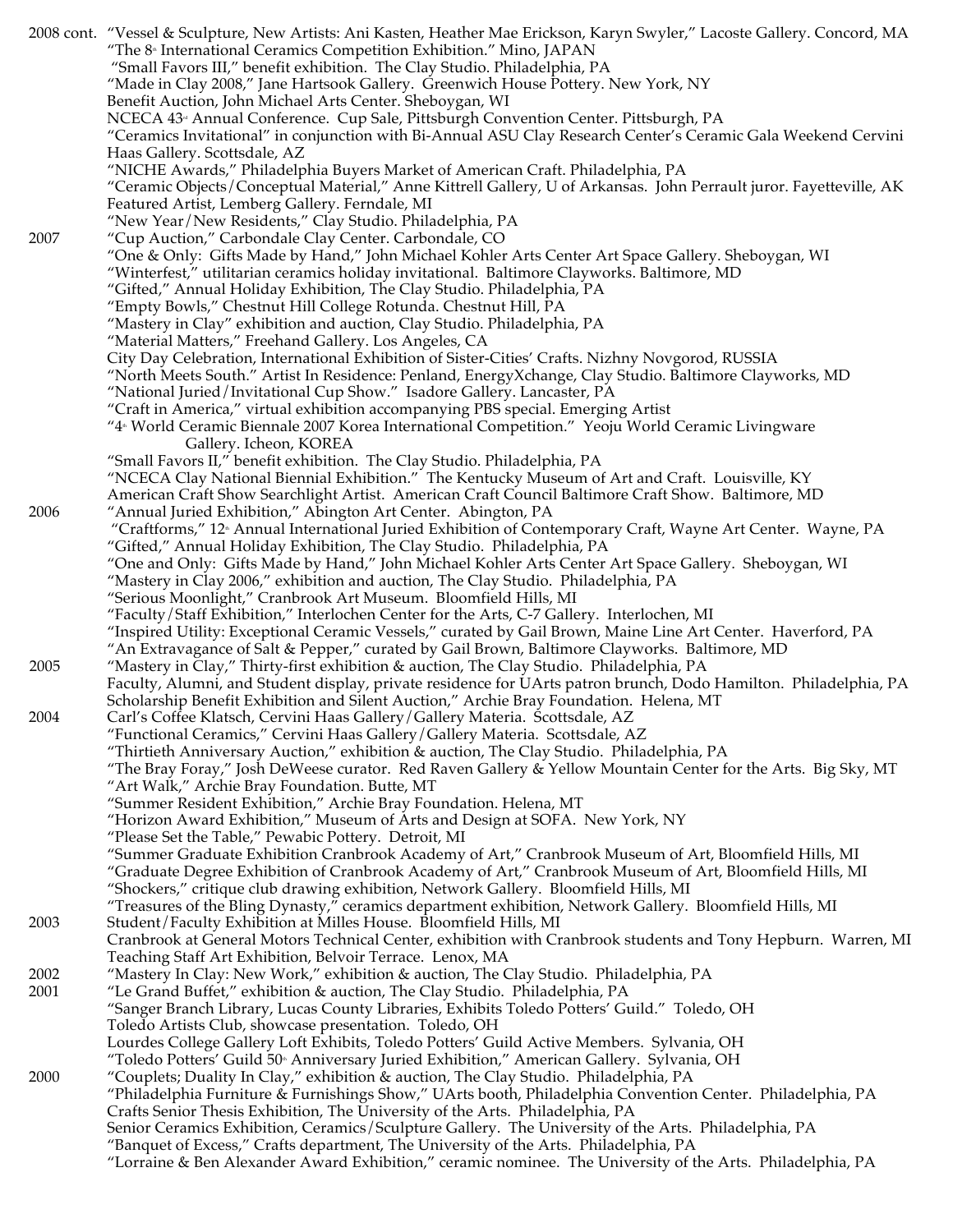2008 cont. "Vessel & Sculpture, New Artists: Ani Kasten, Heather Mae Erickson, Karyn Swyler," Lacoste Gallery. Concord, MA
"The 8th International Ceramics Competition Exhibition." Mino, JAPAN
"Small Favors III," benefit exhibition. The Clay Studio. Philadelphia, PA
"Made in Clay 2008," Jane Hartsook Gallery. Greenwich House Pottery. New York, NY
Benefit Auction, John Michael Arts Center. Sheboygan, WI
NCECA 43rd Annual Conference. Cup Sale, Pittsburgh Convention Center. Pittsburgh, PA
"Ceramics Invitational" in conjunction with Bi-Annual ASU Clay Research Center's Ceramic Gala Weekend Cervini Haas Gallery. Scottsdale, AZ
"NICHE Awards," Philadelphia Buyers Market of American Craft. Philadelphia, PA
"Ceramic Objects/Conceptual Material," Anne Kittrell Gallery, U of Arkansas. John Perrault juror. Fayetteville, AK
Featured Artist, Lemberg Gallery. Ferndale, MI
"New Year/New Residents," Clay Studio. Philadelphia, PA

2007 "Cup Auction," Carbondale Clay Center. Carbondale, CO
"One & Only: Gifts Made by Hand," John Michael Kohler Arts Center Art Space Gallery. Sheboygan, WI
"Winterfest," utilitarian ceramics holiday invitational. Baltimore Clayworks. Baltimore, MD
"Gifted," Annual Holiday Exhibition, The Clay Studio. Philadelphia, PA
"Empty Bowls," Chestnut Hill College Rotunda. Chestnut Hill, PA
"Mastery in Clay" exhibition and auction, Clay Studio. Philadelphia, PA
"Material Matters," Freehand Gallery. Los Angeles, CA
City Day Celebration, International Exhibition of Sister-Cities' Crafts. Nizhny Novgorod, RUSSIA
"North Meets South." Artist In Residence: Penland, EnergyXchange, Clay Studio. Baltimore Clayworks, MD
"National Juried/Invitational Cup Show." Isadore Gallery. Lancaster, PA
"Craft in America," virtual exhibition accompanying PBS special. Emerging Artist
"4th World Ceramic Biennale 2007 Korea International Competition." Yeoju World Ceramic Livingware Gallery. Icheon, KOREA
"Small Favors II," benefit exhibition. The Clay Studio. Philadelphia, PA
"NCECA Clay National Biennial Exhibition." The Kentucky Museum of Art and Craft. Louisville, KY
American Craft Show Searchlight Artist. American Craft Council Baltimore Craft Show. Baltimore, MD

2006 "Annual Juried Exhibition," Abington Art Center. Abington, PA
"Craftforms," 12th Annual International Juried Exhibition of Contemporary Craft, Wayne Art Center. Wayne, PA
"Gifted," Annual Holiday Exhibition, The Clay Studio. Philadelphia, PA
"One and Only: Gifts Made by Hand," John Michael Kohler Arts Center Art Space Gallery. Sheboygan, WI
"Mastery in Clay 2006," exhibition and auction, The Clay Studio. Philadelphia, PA
"Serious Moonlight," Cranbrook Art Museum. Bloomfield Hills, MI
"Faculty/Staff Exhibition," Interlochen Center for the Arts, C-7 Gallery. Interlochen, MI
"Inspired Utility: Exceptional Ceramic Vessels," curated by Gail Brown, Maine Line Art Center. Haverford, PA
"An Extravagance of Salt & Pepper," curated by Gail Brown, Baltimore Clayworks. Baltimore, MD

2005 "Mastery in Clay," Thirty-first exhibition & auction, The Clay Studio. Philadelphia, PA
Faculty, Alumni, and Student display, private residence for UArts patron brunch, Dodo Hamilton. Philadelphia, PA
Scholarship Benefit Exhibition and Silent Auction," Archie Bray Foundation. Helena, MT

2004 Carl's Coffee Klatsch, Cervini Haas Gallery/Gallery Materia. Scottsdale, AZ
"Functional Ceramics," Cervini Haas Gallery/Gallery Materia. Scottsdale, AZ
"Thirtieth Anniversary Auction," exhibition & auction, The Clay Studio. Philadelphia, PA
"The Bray Foray," Josh DeWeese curator. Red Raven Gallery & Yellow Mountain Center for the Arts. Big Sky, MT
"Art Walk," Archie Bray Foundation. Butte, MT
"Summer Resident Exhibition," Archie Bray Foundation. Helena, MT
"Horizon Award Exhibition," Museum of Arts and Design at SOFA. New York, NY
"Please Set the Table," Pewabic Pottery. Detroit, MI
"Summer Graduate Exhibition Cranbrook Academy of Art," Cranbrook Museum of Art, Bloomfield Hills, MI
"Graduate Degree Exhibition of Cranbrook Academy of Art," Cranbrook Museum of Art, Bloomfield Hills, MI
"Shockers," critique club drawing exhibition, Network Gallery. Bloomfield Hills, MI
"Treasures of the Bling Dynasty," ceramics department exhibition, Network Gallery. Bloomfield Hills, MI

2003 Student/Faculty Exhibition at Milles House. Bloomfield Hills, MI
Cranbrook at General Motors Technical Center, exhibition with Cranbrook students and Tony Hepburn. Warren, MI
Teaching Staff Art Exhibition, Belvoir Terrace. Lenox, MA

2002 "Mastery In Clay: New Work," exhibition & auction, The Clay Studio. Philadelphia, PA

2001 "Le Grand Buffet," exhibition & auction, The Clay Studio. Philadelphia, PA
"Sanger Branch Library, Lucas County Libraries, Exhibits Toledo Potters' Guild." Toledo, OH
Toledo Artists Club, showcase presentation. Toledo, OH
Lourdes College Gallery Loft Exhibits, Toledo Potters' Guild Active Members. Sylvania, OH
"Toledo Potters' Guild 50th Anniversary Juried Exhibition," American Gallery. Sylvania, OH

2000 "Couplets; Duality In Clay," exhibition & auction, The Clay Studio. Philadelphia, PA
"Philadelphia Furniture & Furnishings Show," UArts booth, Philadelphia Convention Center. Philadelphia, PA
Crafts Senior Thesis Exhibition, The University of the Arts. Philadelphia, PA
Senior Ceramics Exhibition, Ceramics/Sculpture Gallery. The University of the Arts. Philadelphia, PA
"Banquet of Excess," Crafts department, The University of the Arts. Philadelphia, PA
"Lorraine & Ben Alexander Award Exhibition," ceramic nominee. The University of the Arts. Philadelphia, PA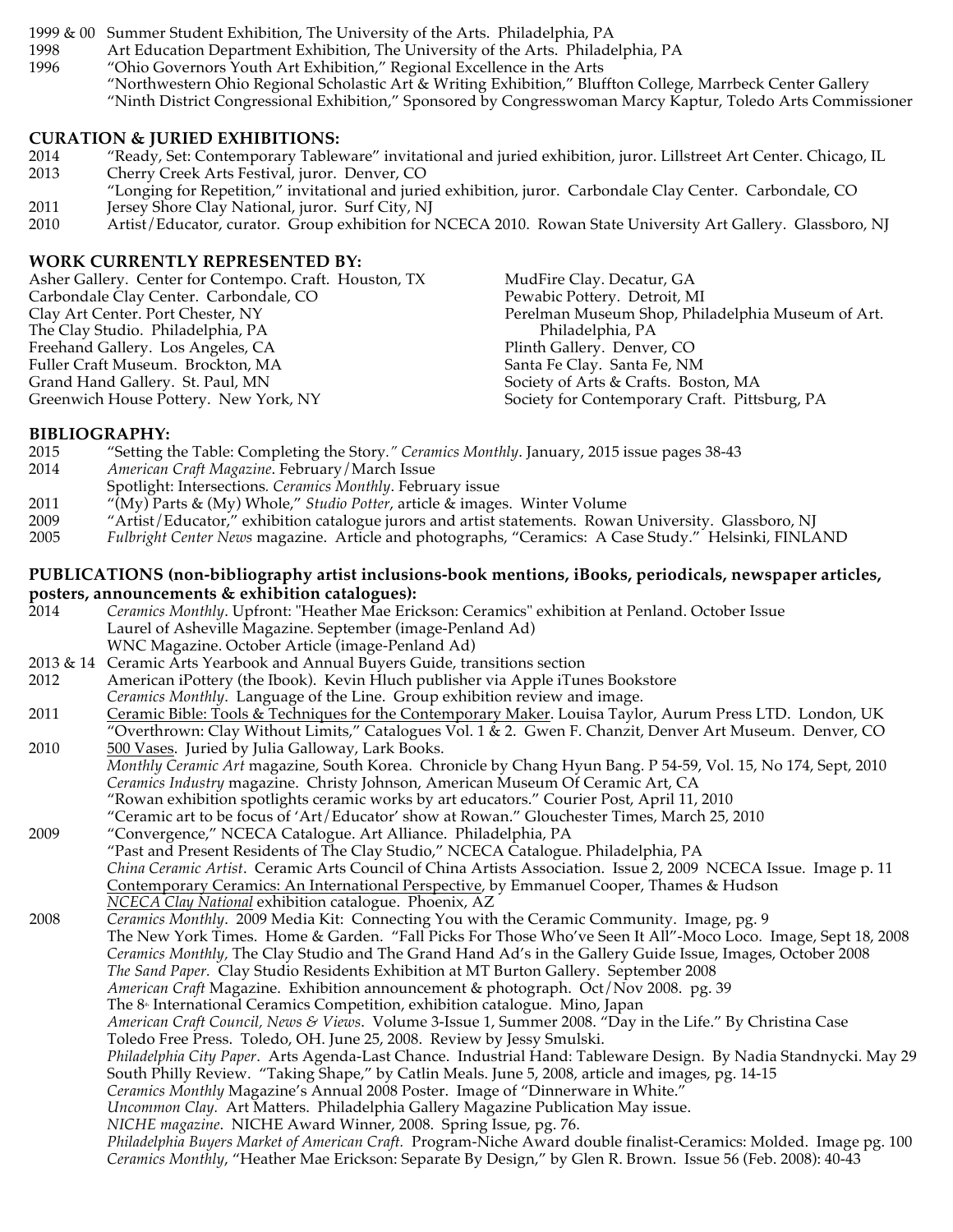1999 & 00 Summer Student Exhibition, The University of the Arts. Philadelphia, PA
1998 Art Education Department Exhibition, The University of the Arts. Philadelphia, PA
1996 "Ohio Governors Youth Art Exhibition," Regional Excellence in the Arts
"Northwestern Ohio Regional Scholastic Art & Writing Exhibition," Bluffton College, Marrbeck Center Gallery
"Ninth District Congressional Exhibition," Sponsored by Congresswoman Marcy Kaptur, Toledo Arts Commissioner

**CURATION & JURIED EXHIBITIONS:**

2014 "Ready, Set: Contemporary Tableware" invitational and juried exhibition, juror. Lillstreet Art Center. Chicago, IL
2013 Cherry Creek Arts Festival, juror. Denver, CO
"Longing for Repetition," invitational and juried exhibition, juror. Carbondale Clay Center. Carbondale, CO
2011 Jersey Shore Clay National, juror. Surf City, NJ
2010 Artist/Educator, curator. Group exhibition for NCECA 2010. Rowan State University Art Gallery. Glassboro, NJ

**WORK CURRENTLY REPRESENTED BY:**

Asher Gallery. Center for Contempo. Craft. Houston, TX
Carbondale Clay Center. Carbondale, CO
Clay Art Center. Port Chester, NY
The Clay Studio. Philadelphia, PA
Freehand Gallery. Los Angeles, CA
Fuller Craft Museum. Brockton, MA
Grand Hand Gallery. St. Paul, MN
Greenwich House Pottery. New York, NY
MudFire Clay. Decatur, GA
Pewabic Pottery. Detroit, MI
Perelman Museum Shop, Philadelphia Museum of Art. Philadelphia, PA
Plinth Gallery. Denver, CO
Santa Fe Clay. Santa Fe, NM
Society of Arts & Crafts. Boston, MA
Society for Contemporary Craft. Pittsburg, PA

**BIBLIOGRAPHY:**

2015 "Setting the Table: Completing the Story." *Ceramics Monthly*. January, 2015 issue pages 38-43
2014 *American Craft Magazine*. February/March Issue
Spotlight: Intersections. *Ceramics Monthly*. February issue
2011 "(My) Parts & (My) Whole," *Studio Potter*, article & images. Winter Volume
2009 "Artist/Educator," exhibition catalogue jurors and artist statements. Rowan University. Glassboro, NJ
2005 *Fulbright Center News* magazine. Article and photographs, "Ceramics: A Case Study." Helsinki, FINLAND

**PUBLICATIONS (non-bibliography artist inclusions-book mentions, iBooks, periodicals, newspaper articles, posters, announcements & exhibition catalogues):**

2014 *Ceramics Monthly*. Upfront: "Heather Mae Erickson: Ceramics" exhibition at Penland. October Issue
Laurel of Asheville Magazine. September (image-Penland Ad)
WNC Magazine. October Article (image-Penland Ad)
2013 & 14 Ceramic Arts Yearbook and Annual Buyers Guide, transitions section
2012 American iPottery (the Ibook). Kevin Hluch publisher via Apple iTunes Bookstore
*Ceramics Monthly*. Language of the Line. Group exhibition review and image.
2011 Ceramic Bible: Tools & Techniques for the Contemporary Maker. Louisa Taylor, Aurum Press LTD. London, UK
"Overthrown: Clay Without Limits," Catalogues Vol. 1 & 2. Gwen F. Chanzit, Denver Art Museum. Denver, CO
2010 500 Vases. Juried by Julia Galloway, Lark Books.
*Monthly Ceramic Art* magazine, South Korea. Chronicle by Chang Hyun Bang. P 54-59, Vol. 15, No 174, Sept, 2010
*Ceramics Industry* magazine. Christy Johnson, American Museum Of Ceramic Art, CA
"Rowan exhibition spotlights ceramic works by art educators." Courier Post, April 11, 2010
"Ceramic art to be focus of 'Art/Educator' show at Rowan." Glouchester Times, March 25, 2010
2009 "Convergence," NCECA Catalogue. Art Alliance. Philadelphia, PA
"Past and Present Residents of The Clay Studio," NCECA Catalogue. Philadelphia, PA
*China Ceramic Artist*. Ceramic Arts Council of China Artists Association. Issue 2, 2009 NCECA Issue. Image p. 11
Contemporary Ceramics: An International Perspective, by Emmanuel Cooper, Thames & Hudson
*NCECA Clay National* exhibition catalogue. Phoenix, AZ
2008 *Ceramics Monthly*. 2009 Media Kit: Connecting You with the Ceramic Community. Image, pg. 9
The New York Times. Home & Garden. "Fall Picks For Those Who've Seen It All"-Moco Loco. Image, Sept 18, 2008
*Ceramics Monthly*, The Clay Studio and The Grand Hand Ad's in the Gallery Guide Issue, Images, October 2008
*The Sand Paper*. Clay Studio Residents Exhibition at MT Burton Gallery. September 2008
*American Craft* Magazine. Exhibition announcement & photograph. Oct/Nov 2008. pg. 39
The 8th International Ceramics Competition, exhibition catalogue. Mino, Japan
*American Craft Council, News & Views*. Volume 3-Issue 1, Summer 2008. "Day in the Life." By Christina Case
Toledo Free Press. Toledo, OH. June 25, 2008. Review by Jessy Smulski.
*Philadelphia City Paper*. Arts Agenda-Last Chance. Industrial Hand: Tableware Design. By Nadia Standnycki. May 29
South Philly Review. "Taking Shape," by Catlin Meals. June 5, 2008, article and images, pg. 14-15
*Ceramics Monthly* Magazine's Annual 2008 Poster. Image of "Dinnerware in White."
*Uncommon Clay*. Art Matters. Philadelphia Gallery Magazine Publication May issue.
*NICHE magazine*. NICHE Award Winner, 2008. Spring Issue, pg. 76.
*Philadelphia Buyers Market of American Craft*. Program-Niche Award double finalist-Ceramics: Molded. Image pg. 100
*Ceramics Monthly*, "Heather Mae Erickson: Separate By Design," by Glen R. Brown. Issue 56 (Feb. 2008): 40-43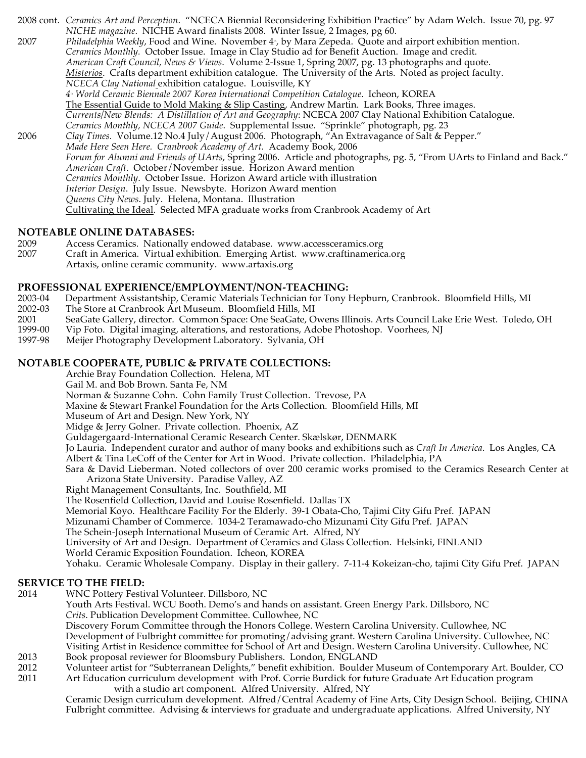2008 cont. *Ceramics Art and Perception*. "NCECA Biennial Reconsidering Exhibition Practice" by Adam Welch. Issue 70, pg. 97
*NICHE magazine*. NICHE Award finalists 2008. Winter Issue, 2 Images, pg 60.

2007 *Philadelphia Weekly*, Food and Wine. November 4th, by Mara Zepeda. Quote and airport exhibition mention.
*Ceramics Monthly*. October Issue. Image in Clay Studio ad for Benefit Auction. Image and credit.
*American Craft Council, News & Views*. Volume 2-Issue 1, Spring 2007, pg. 13 photographs and quote.
Misterios. Crafts department exhibition catalogue. The University of the Arts. Noted as project faculty.
*NCECA Clay National* exhibition catalogue. Louisville, KY
*4th World Ceramic Biennale 2007 Korea International Competition Catalogue*. Icheon, KOREA
The Essential Guide to Mold Making & Slip Casting, Andrew Martin. Lark Books, Three images.
*Currents/New Blends: A Distillation of Art and Geography*: NCECA 2007 Clay National Exhibition Catalogue.
*Ceramics Monthly, NCECA 2007 Guide*. Supplemental Issue. "Sprinkle" photograph, pg. 23

2006 *Clay Times.* Volume.12 No.4 July/August 2006. Photograph, "An Extravagance of Salt & Pepper."
*Made Here Seen Here. Cranbrook Academy of Art*. Academy Book, 2006
*Forum for Alumni and Friends of UArts*, Spring 2006. Article and photographs, pg. 5, "From UArts to Finland and Back."
*American Craft*. October/November issue. Horizon Award mention
*Ceramics Monthly*. October Issue. Horizon Award article with illustration
*Interior Design*. July Issue. Newsbyte. Horizon Award mention
*Queens City News*. July. Helena, Montana. Illustration
Cultivating the Ideal. Selected MFA graduate works from Cranbrook Academy of Art

## NOTEABLE ONLINE DATABASES:

2009 Access Ceramics. Nationally endowed database. www.accessceramics.org
2007 Craft in America. Virtual exhibition. Emerging Artist. www.craftinamerica.org
Artaxis, online ceramic community. www.artaxis.org

## PROFESSIONAL EXPERIENCE/EMPLOYMENT/NON-TEACHING:

2003-04 Department Assistantship, Ceramic Materials Technician for Tony Hepburn, Cranbrook. Bloomfield Hills, MI
2002-03 The Store at Cranbrook Art Museum. Bloomfield Hills, MI
2001 SeaGate Gallery, director. Common Space: One SeaGate, Owens Illinois. Arts Council Lake Erie West. Toledo, OH
1999-00 Vip Foto. Digital imaging, alterations, and restorations, Adobe Photoshop. Voorhees, NJ
1997-98 Meijer Photography Development Laboratory. Sylvania, OH

## NOTABLE COOPERATE, PUBLIC & PRIVATE COLLECTIONS:

Archie Bray Foundation Collection. Helena, MT
Gail M. and Bob Brown. Santa Fe, NM
Norman & Suzanne Cohn. Cohn Family Trust Collection. Trevose, PA
Maxine & Stewart Frankel Foundation for the Arts Collection. Bloomfield Hills, MI
Museum of Art and Design. New York, NY
Midge & Jerry Golner. Private collection. Phoenix, AZ
Guldagergaard-International Ceramic Research Center. Skælskør, DENMARK
Jo Lauria. Independent curator and author of many books and exhibitions such as *Craft In America*. Los Angles, CA
Albert & Tina LeCoff of the Center for Art in Wood. Private collection. Philadelphia, PA
Sara & David Lieberman. Noted collectors of over 200 ceramic works promised to the Ceramics Research Center at Arizona State University. Paradise Valley, AZ
Right Management Consultants, Inc. Southfield, MI
The Rosenfield Collection, David and Louise Rosenfield. Dallas TX
Memorial Koyo. Healthcare Facility For the Elderly. 39-1 Obata-Cho, Tajimi City Gifu Pref. JAPAN
Mizunami Chamber of Commerce. 1034-2 Teramawado-cho Mizunami City Gifu Pref. JAPAN
The Schein-Joseph International Museum of Ceramic Art. Alfred, NY
University of Art and Design. Department of Ceramics and Glass Collection. Helsinki, FINLAND
World Ceramic Exposition Foundation. Icheon, KOREA
Yohaku. Ceramic Wholesale Company. Display in their gallery. 7-11-4 Kokeizan-cho, tajimi City Gifu Pref. JAPAN

## SERVICE TO THE FIELD:

2014 WNC Pottery Festival Volunteer. Dillsboro, NC
Youth Arts Festival. WCU Booth. Demo's and hands on assistant. Green Energy Park. Dillsboro, NC
*Crits*. Publication Development Committee. Cullowhee, NC
Discovery Forum Committee through the Honors College. Western Carolina University. Cullowhee, NC
Development of Fulbright committee for promoting/advising grant. Western Carolina University. Cullowhee, NC
Visiting Artist in Residence committee for School of Art and Design. Western Carolina University. Cullowhee, NC

2013 Book proposal reviewer for Bloomsbury Publishers. London, ENGLAND

2012 Volunteer artist for "Subterranean Delights," benefit exhibition. Boulder Museum of Contemporary Art. Boulder, CO

2011 Art Education curriculum development with Prof. Corrie Burdick for future Graduate Art Education program with a studio art component. Alfred University. Alfred, NY
Ceramic Design curriculum development. Alfred/Central Academy of Fine Arts, City Design School. Beijing, CHINA
Fulbright committee. Advising & interviews for graduate and undergraduate applications. Alfred University, NY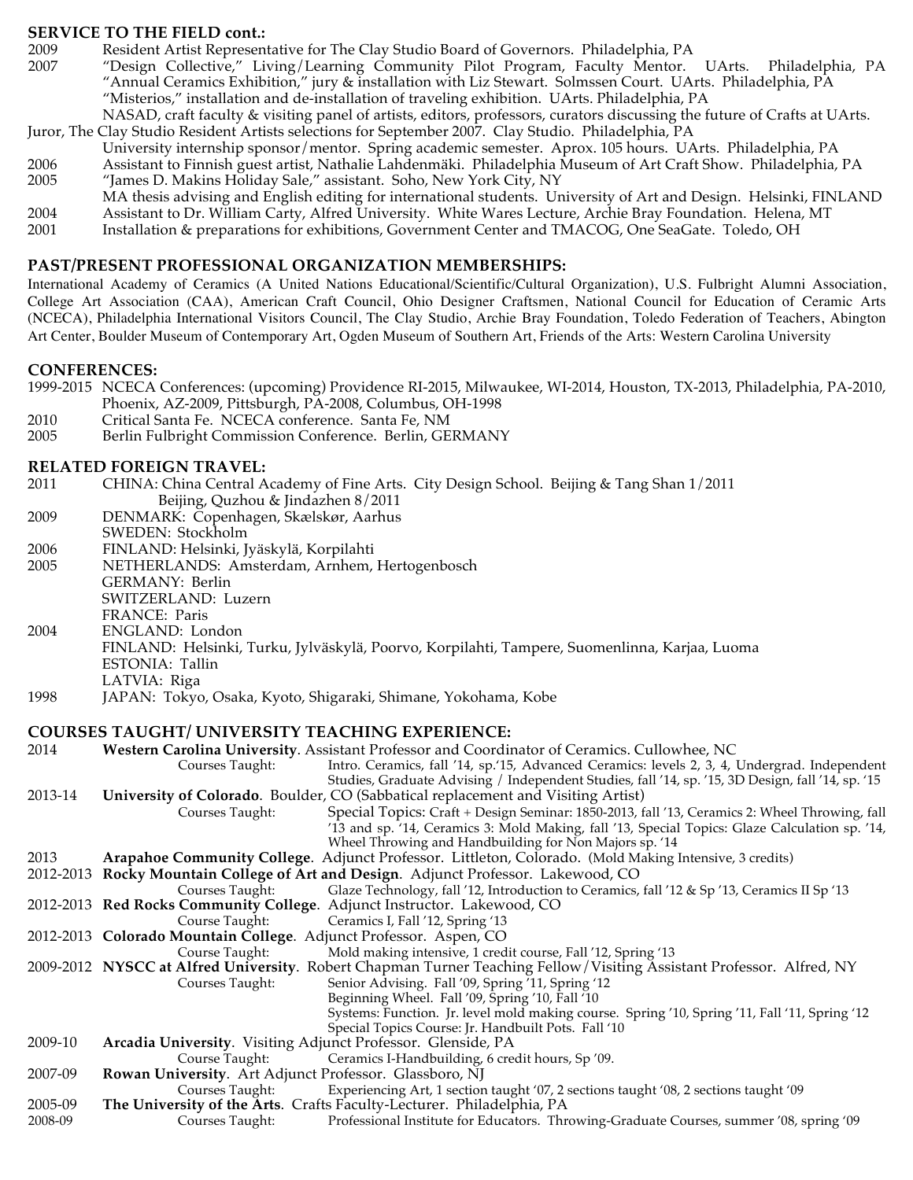## SERVICE TO THE FIELD cont.:

2009 Resident Artist Representative for The Clay Studio Board of Governors. Philadelphia, PA

2007 "Design Collective," Living/Learning Community Pilot Program, Faculty Mentor. UArts. Philadelphia, PA
"Annual Ceramics Exhibition," jury & installation with Liz Stewart. Solmssen Court. UArts. Philadelphia, PA
"Misterios," installation and de-installation of traveling exhibition. UArts. Philadelphia, PA
NASAD, craft faculty & visiting panel of artists, editors, professors, curators discussing the future of Crafts at UArts.
Juror, The Clay Studio Resident Artists selections for September 2007. Clay Studio. Philadelphia, PA
University internship sponsor/mentor. Spring academic semester. Aprox. 105 hours. UArts. Philadelphia, PA

2006 Assistant to Finnish guest artist, Nathalie Lahdenmäki. Philadelphia Museum of Art Craft Show. Philadelphia, PA

2005 "James D. Makins Holiday Sale," assistant. Soho, New York City, NY
MA thesis advising and English editing for international students. University of Art and Design. Helsinki, FINLAND

2004 Assistant to Dr. William Carty, Alfred University. White Wares Lecture, Archie Bray Foundation. Helena, MT

2001 Installation & preparations for exhibitions, Government Center and TMACOG, One SeaGate. Toledo, OH

## PAST/PRESENT PROFESSIONAL ORGANIZATION MEMBERSHIPS:

International Academy of Ceramics (A United Nations Educational/Scientific/Cultural Organization), U.S. Fulbright Alumni Association, College Art Association (CAA), American Craft Council, Ohio Designer Craftsmen, National Council for Education of Ceramic Arts (NCECA), Philadelphia International Visitors Council, The Clay Studio, Archie Bray Foundation, Toledo Federation of Teachers, Abington Art Center, Boulder Museum of Contemporary Art, Ogden Museum of Southern Art, Friends of the Arts: Western Carolina University

## CONFERENCES:

1999-2015 NCECA Conferences: (upcoming) Providence RI-2015, Milwaukee, WI-2014, Houston, TX-2013, Philadelphia, PA-2010, Phoenix, AZ-2009, Pittsburgh, PA-2008, Columbus, OH-1998

2010 Critical Santa Fe. NCECA conference. Santa Fe, NM

2005 Berlin Fulbright Commission Conference. Berlin, GERMANY

## RELATED FOREIGN TRAVEL:

2011 CHINA: China Central Academy of Fine Arts. City Design School. Beijing & Tang Shan 1/2011
Beijing, Quzhou & Jindazhen 8/2011

2009 DENMARK: Copenhagen, Skælskør, Aarhus
SWEDEN: Stockholm

2006 FINLAND: Helsinki, Jyäskylä, Korpilahti

2005 NETHERLANDS: Amsterdam, Arnhem, Hertogenbosch
GERMANY: Berlin
SWITZERLAND: Luzern
FRANCE: Paris

2004 ENGLAND: London
FINLAND: Helsinki, Turku, Jylväskylä, Poorvo, Korpilahti, Tampere, Suomenlinna, Karjaa, Luoma
ESTONIA: Tallin
LATVIA: Riga

1998 JAPAN: Tokyo, Osaka, Kyoto, Shigaraki, Shimane, Yokohama, Kobe

## COURSES TAUGHT/ UNIVERSITY TEACHING EXPERIENCE:

2014 **Western Carolina University**. Assistant Professor and Coordinator of Ceramics. Cullowhee, NC
Courses Taught: Intro. Ceramics, fall '14, sp.'15, Advanced Ceramics: levels 2, 3, 4, Undergrad. Independent Studies, Graduate Advising / Independent Studies, fall '14, sp. '15, 3D Design, fall '14, sp. '15

2013-14 **University of Colorado**. Boulder, CO (Sabbatical replacement and Visiting Artist)
Courses Taught: Special Topics: Craft + Design Seminar: 1850-2013, fall '13, Ceramics 2: Wheel Throwing, fall '13 and sp. '14, Ceramics 3: Mold Making, fall '13, Special Topics: Glaze Calculation sp. '14, Wheel Throwing and Handbuilding for Non Majors sp. '14

2013 **Arapahoe Community College**. Adjunct Professor. Littleton, Colorado. (Mold Making Intensive, 3 credits)

2012-2013 **Rocky Mountain College of Art and Design**. Adjunct Professor. Lakewood, CO
Courses Taught: Glaze Technology, fall '12, Introduction to Ceramics, fall '12 & Sp '13, Ceramics II Sp '13

2012-2013 **Red Rocks Community College**. Adjunct Instructor. Lakewood, CO
Course Taught: Ceramics I, Fall '12, Spring '13

2012-2013 **Colorado Mountain College**. Adjunct Professor. Aspen, CO
Course Taught: Mold making intensive, 1 credit course, Fall '12, Spring '13

2009-2012 **NYSCC at Alfred University**. Robert Chapman Turner Teaching Fellow/Visiting Assistant Professor. Alfred, NY
Courses Taught: Senior Advising. Fall '09, Spring '11, Spring '12
Beginning Wheel. Fall '09, Spring '10, Fall '10
Systems: Function. Jr. level mold making course. Spring '10, Spring '11, Fall '11, Spring '12
Special Topics Course: Jr. Handbuilt Pots. Fall '10

2009-10 **Arcadia University**. Visiting Adjunct Professor. Glenside, PA
Course Taught: Ceramics I-Handbuilding, 6 credit hours, Sp '09.

2007-09 **Rowan University**. Art Adjunct Professor. Glassboro, NJ
Courses Taught: Experiencing Art, 1 section taught '07, 2 sections taught '08, 2 sections taught '09

2005-09 **The University of the Arts**. Crafts Faculty-Lecturer. Philadelphia, PA

2008-09 Courses Taught: Professional Institute for Educators. Throwing-Graduate Courses, summer '08, spring '09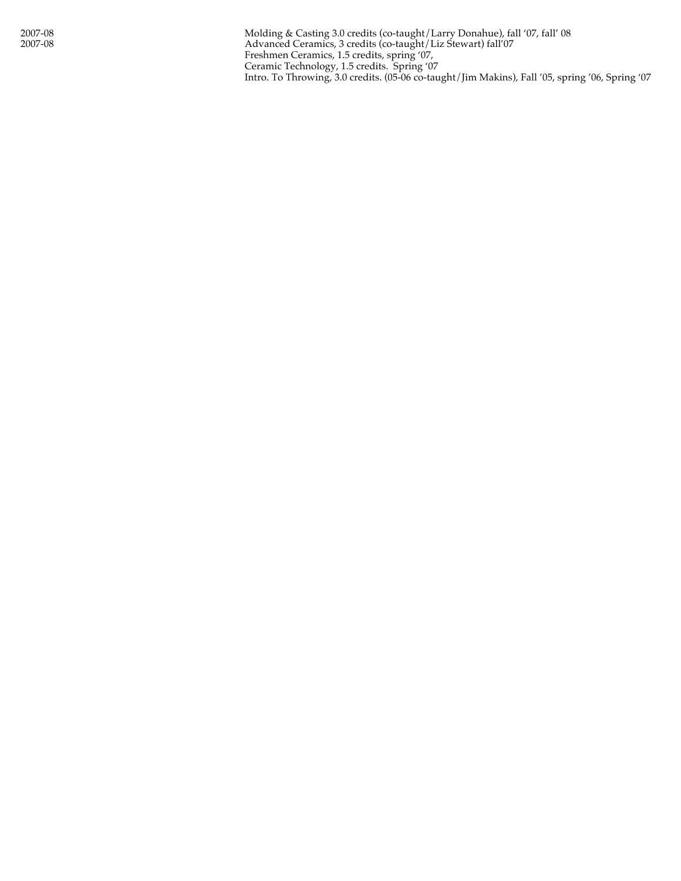| | |
|---|---|
| 2007-08 | Molding & Casting 3.0 credits (co-taught/Larry Donahue), fall '07, fall' 08 |
| 2007-08 | Advanced Ceramics, 3 credits (co-taught/Liz Stewart) fall'07 |
| | Freshmen Ceramics, 1.5 credits, spring '07, |
| | Ceramic Technology, 1.5 credits. Spring '07 |
| | Intro. To Throwing, 3.0 credits. (05-06 co-taught/Jim Makins), Fall '05, spring '06, Spring '07 |